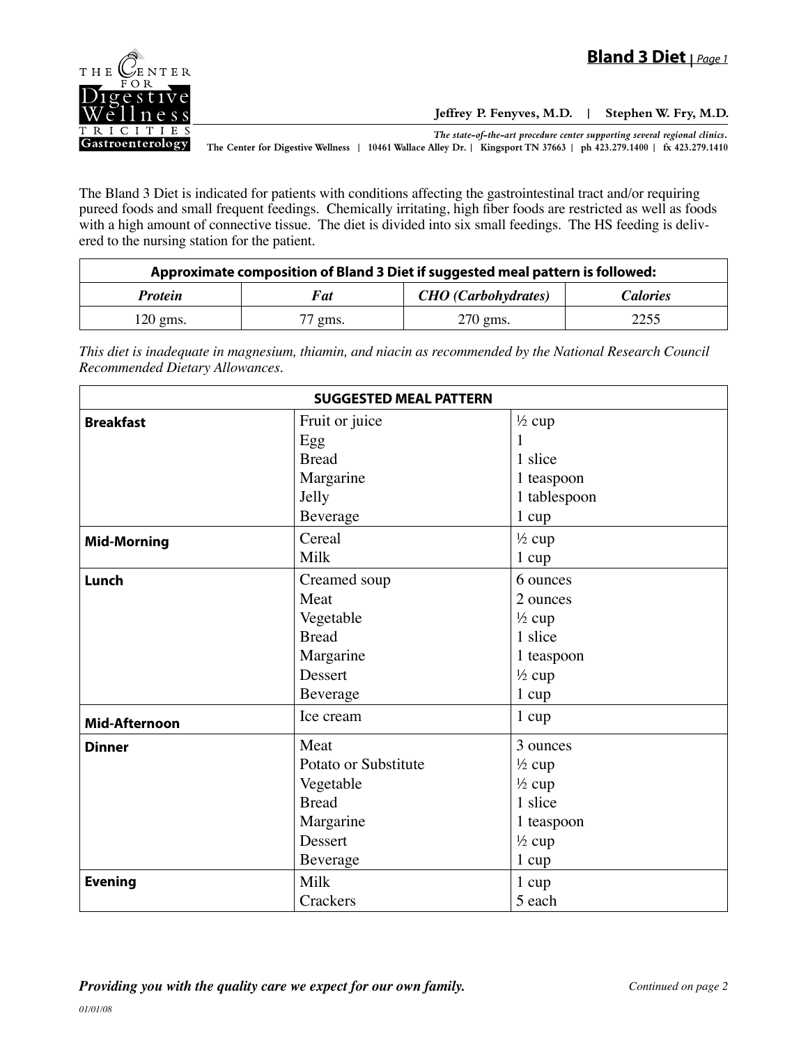# Bland 3 Diet

**Jeffrey P. Fenyves, M.D. | Stephen W. Fry, M.D.**

*The state-of-the-art procedure center supporting several regional clinics.*

The Center for Digestive Wellness | 10461 Wallace Alley Dr. | Kingsport TN 37663 | ph 423.279.1400 | fx 423.279.1410

The Bland 3 Diet is indicated for patients with conditions affecting the gastrointestinal tract and/or requiring pureed foods and small frequent feedings. Chemically irritating, high fiber foods are restricted as well as foods with a high amount of connective tissue. The diet is divided into six small feedings. The HS feeding is delivered to the nursing station for the patient.

| Approximate composition of Bland 3 Diet if suggested meal pattern is followed: | | | |
|---|---|---|---|
| ***Protein*** | ***Fat*** | ***CHO (Carbohydrates)*** | ***Calories*** |
| 120 gms. | 77 gms. | 270 gms. | 2255 |

*This diet is inadequate in magnesium, thiamin, and niacin as recommended by the National Research Council Recommended Dietary Allowances.*

| SUGGESTED MEAL PATTERN | | |
|---|---|---|
| **Breakfast** | Fruit or juice | ½ cup |
| | Egg | 1 |
| | Bread | 1 slice |
| | Margarine | 1 teaspoon |
| | Jelly | 1 tablespoon |
| | Beverage | 1 cup |
| **Mid-Morning** | Cereal | ½ cup |
| | Milk | 1 cup |
| **Lunch** | Creamed soup | 6 ounces |
| | Meat | 2 ounces |
| | Vegetable | ½ cup |
| | Bread | 1 slice |
| | Margarine | 1 teaspoon |
| | Dessert | ½ cup |
| | Beverage | 1 cup |
| **Mid-Afternoon** | Ice cream | 1 cup |
| **Dinner** | Meat | 3 ounces |
| | Potato or Substitute | ½ cup |
| | Vegetable | ½ cup |
| | Bread | 1 slice |
| | Margarine | 1 teaspoon |
| | Dessert | ½ cup |
| | Beverage | 1 cup |
| **Evening** | Milk | 1 cup |
| | Crackers | 5 each |

***Providing you with the quality care we expect for our own family.***

*Continued on page 2*

*01/01/08*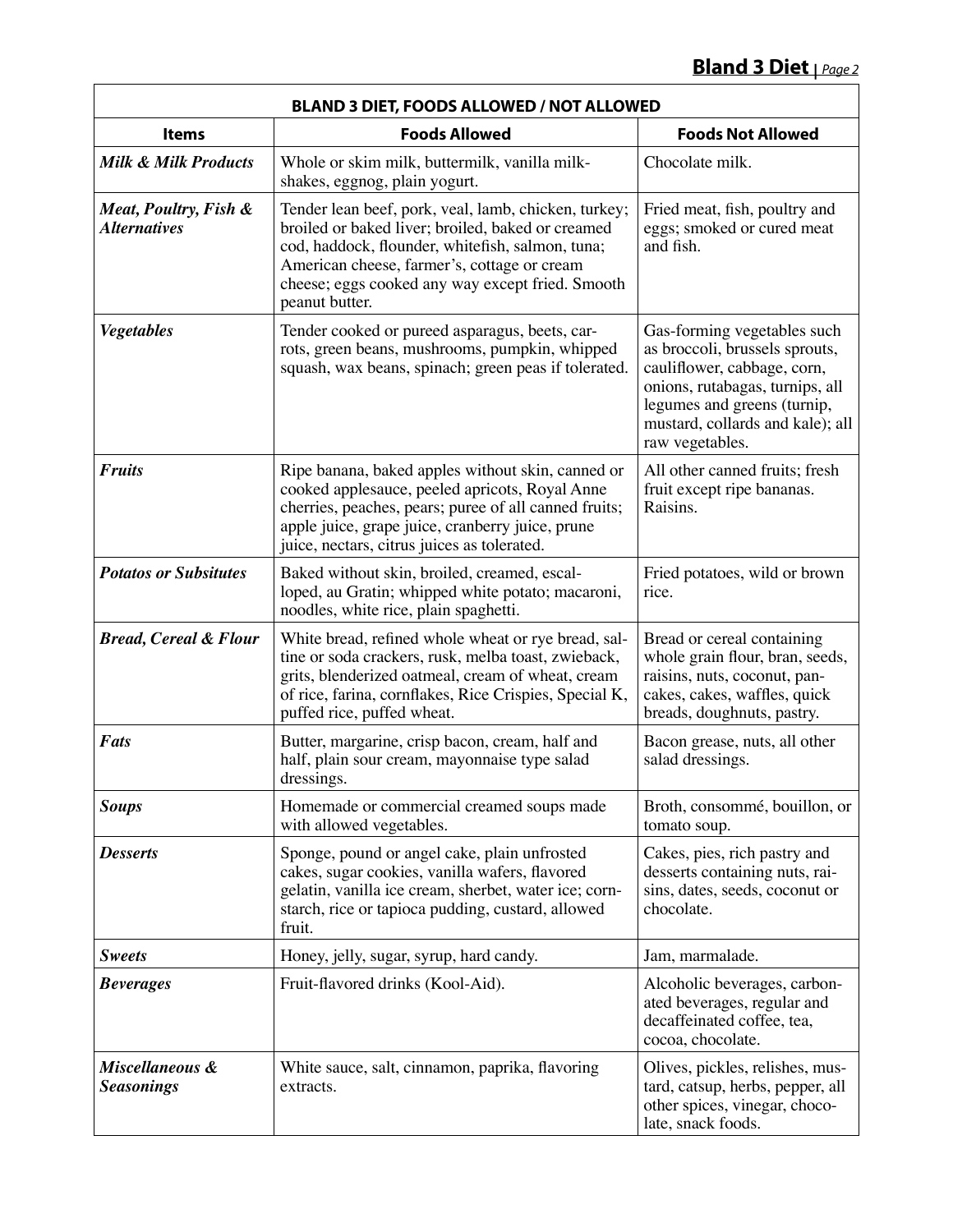| BLAND 3 DIET, FOODS ALLOWED / NOT ALLOWED | | |
|---|---|---|
| **Items** | **Foods Allowed** | **Foods Not Allowed** |
| ***Milk & Milk Products*** | Whole or skim milk, buttermilk, vanilla milkshakes, eggnog, plain yogurt. | Chocolate milk. |
| ***Meat, Poultry, Fish & Alternatives*** | Tender lean beef, pork, veal, lamb, chicken, turkey; broiled or baked liver; broiled, baked or creamed cod, haddock, flounder, whitefish, salmon, tuna; American cheese, farmer's, cottage or cream cheese; eggs cooked any way except fried. Smooth peanut butter. | Fried meat, fish, poultry and eggs; smoked or cured meat and fish. |
| ***Vegetables*** | Tender cooked or pureed asparagus, beets, carrots, green beans, mushrooms, pumpkin, whipped squash, wax beans, spinach; green peas if tolerated. | Gas-forming vegetables such as broccoli, brussels sprouts, cauliflower, cabbage, corn, onions, rutabagas, turnips, all legumes and greens (turnip, mustard, collards and kale); all raw vegetables. |
| ***Fruits*** | Ripe banana, baked apples without skin, canned or cooked applesauce, peeled apricots, Royal Anne cherries, peaches, pears; puree of all canned fruits; apple juice, grape juice, cranberry juice, prune juice, nectars, citrus juices as tolerated. | All other canned fruits; fresh fruit except ripe bananas. Raisins. |
| ***Potatos or Subsitutes*** | Baked without skin, broiled, creamed, escalloped, au Gratin; whipped white potato; macaroni, noodles, white rice, plain spaghetti. | Fried potatoes, wild or brown rice. |
| ***Bread, Cereal & Flour*** | White bread, refined whole wheat or rye bread, saltine or soda crackers, rusk, melba toast, zwieback, grits, blenderized oatmeal, cream of wheat, cream of rice, farina, cornflakes, Rice Crispies, Special K, puffed rice, puffed wheat. | Bread or cereal containing whole grain flour, bran, seeds, raisins, nuts, coconut, pancakes, cakes, waffles, quick breads, doughnuts, pastry. |
| ***Fats*** | Butter, margarine, crisp bacon, cream, half and half, plain sour cream, mayonnaise type salad dressings. | Bacon grease, nuts, all other salad dressings. |
| ***Soups*** | Homemade or commercial creamed soups made with allowed vegetables. | Broth, consommé, bouillon, or tomato soup. |
| ***Desserts*** | Sponge, pound or angel cake, plain unfrosted cakes, sugar cookies, vanilla wafers, flavored gelatin, vanilla ice cream, sherbet, water ice; cornstarch, rice or tapioca pudding, custard, allowed fruit. | Cakes, pies, rich pastry and desserts containing nuts, raisins, dates, seeds, coconut or chocolate. |
| ***Sweets*** | Honey, jelly, sugar, syrup, hard candy. | Jam, marmalade. |
| ***Beverages*** | Fruit-flavored drinks (Kool-Aid). | Alcoholic beverages, carbonated beverages, regular and decaffeinated coffee, tea, cocoa, chocolate. |
| ***Miscellaneous & Seasonings*** | White sauce, salt, cinnamon, paprika, flavoring extracts. | Olives, pickles, relishes, mustard, catsup, herbs, pepper, all other spices, vinegar, chocolate, snack foods. |